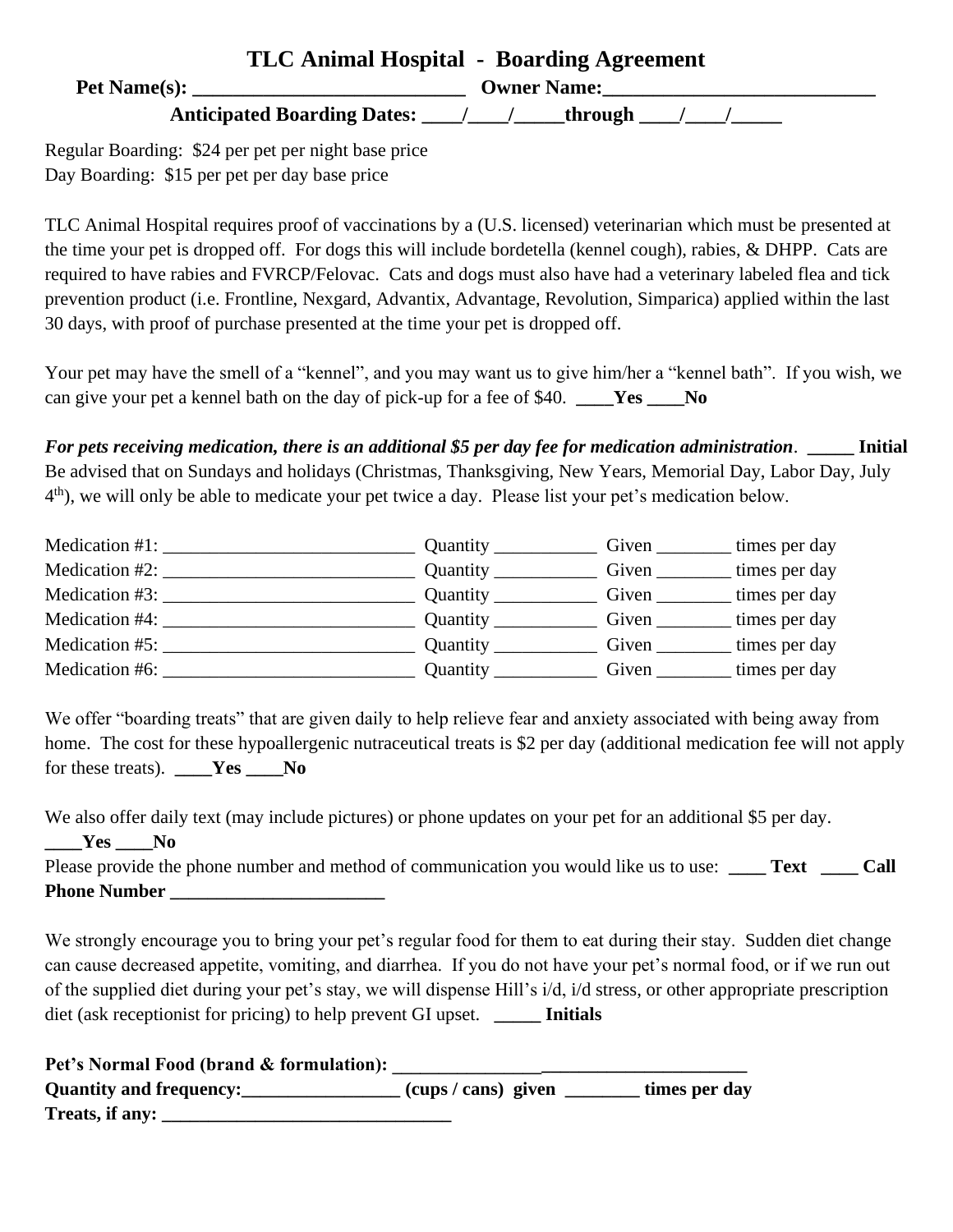# TLC Animal Hospital - Boarding Agreement

**Pet Name(s): ___________________________ Owner Name:___________________________**

**Anticipated Boarding Dates: ____/____/_____through ____/____/_____**

Regular Boarding: $24 per pet per night base price
Day Boarding: $15 per pet per day base price

TLC Animal Hospital requires proof of vaccinations by a (U.S. licensed) veterinarian which must be presented at the time your pet is dropped off. For dogs this will include bordetella (kennel cough), rabies, & DHPP. Cats are required to have rabies and FVRCP/Felovac. Cats and dogs must also have had a veterinary labeled flea and tick prevention product (i.e. Frontline, Nexgard, Advantix, Advantage, Revolution, Simparica) applied within the last 30 days, with proof of purchase presented at the time your pet is dropped off.

Your pet may have the smell of a "kennel", and you may want us to give him/her a "kennel bath". If you wish, we can give your pet a kennel bath on the day of pick-up for a fee of $40. **____Yes ____No**

***For pets receiving medication, there is an additional $5 per day fee for medication administration***. **_____ Initial**
Be advised that on Sundays and holidays (Christmas, Thanksgiving, New Years, Memorial Day, Labor Day, July 4th), we will only be able to medicate your pet twice a day. Please list your pet's medication below.

Medication #1: ___________________________ Quantity ___________ Given ________ times per day
Medication #2: ___________________________ Quantity ___________ Given ________ times per day
Medication #3: ___________________________ Quantity ___________ Given ________ times per day
Medication #4: ___________________________ Quantity ___________ Given ________ times per day
Medication #5: ___________________________ Quantity ___________ Given ________ times per day
Medication #6: ___________________________ Quantity ___________ Given ________ times per day

We offer "boarding treats" that are given daily to help relieve fear and anxiety associated with being away from home. The cost for these hypoallergenic nutraceutical treats is $2 per day (additional medication fee will not apply for these treats). **____Yes ____No**

We also offer daily text (may include pictures) or phone updates on your pet for an additional $5 per day.
**____Yes ____No**
Please provide the phone number and method of communication you would like us to use: **____ Text ____ Call**
**Phone Number _______________________**

We strongly encourage you to bring your pet's regular food for them to eat during their stay. Sudden diet change can cause decreased appetite, vomiting, and diarrhea. If you do not have your pet's normal food, or if we run out of the supplied diet during your pet's stay, we will dispense Hill's i/d, i/d stress, or other appropriate prescription diet (ask receptionist for pricing) to help prevent GI upset. **_____ Initials**

**Pet's Normal Food (brand & formulation): ______________________________________**
**Quantity and frequency:_________________ (cups / cans) given ________ times per day**
**Treats, if any: _______________________________**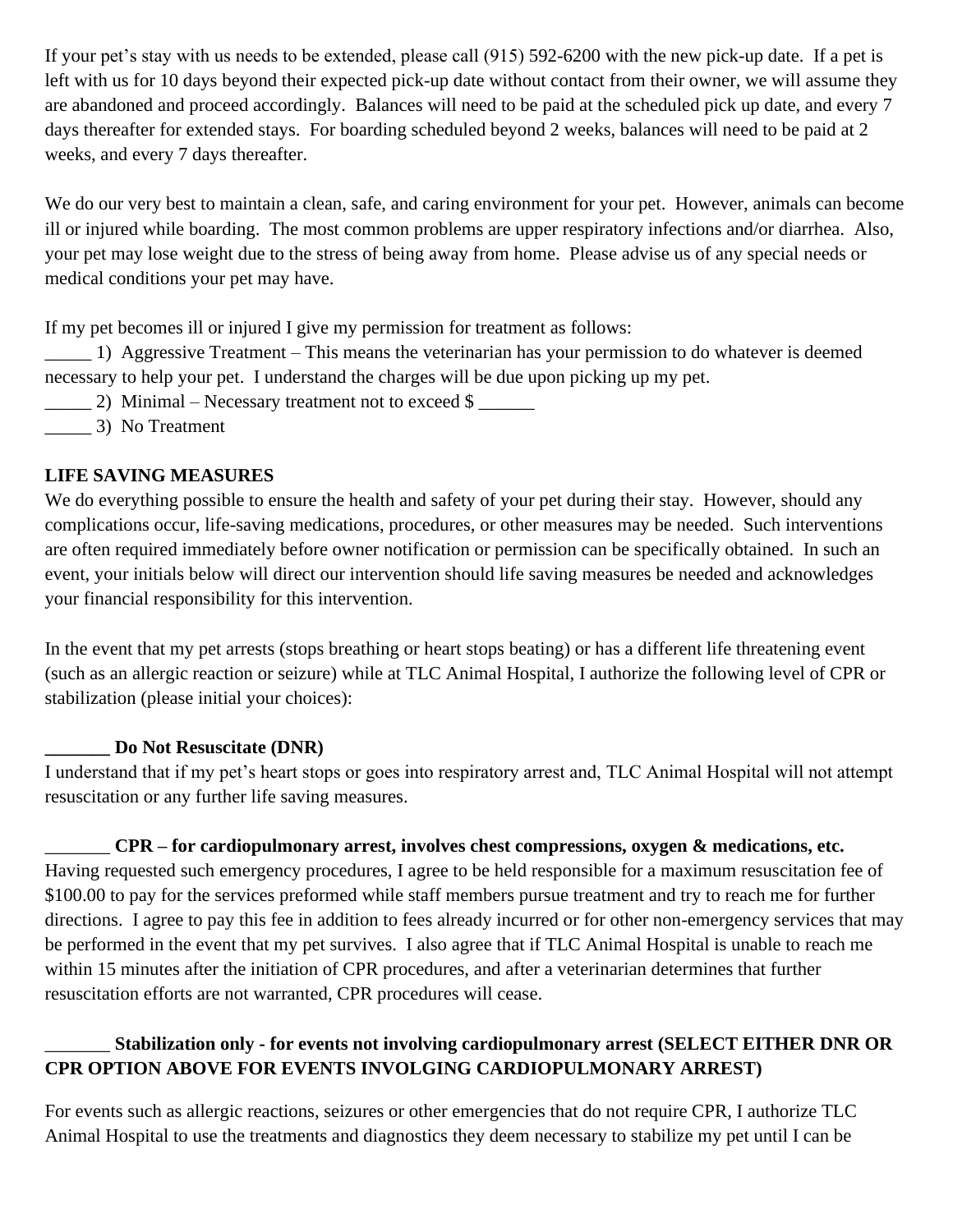If your pet's stay with us needs to be extended, please call (915) 592-6200 with the new pick-up date. If a pet is left with us for 10 days beyond their expected pick-up date without contact from their owner, we will assume they are abandoned and proceed accordingly. Balances will need to be paid at the scheduled pick up date, and every 7 days thereafter for extended stays. For boarding scheduled beyond 2 weeks, balances will need to be paid at 2 weeks, and every 7 days thereafter.

We do our very best to maintain a clean, safe, and caring environment for your pet. However, animals can become ill or injured while boarding. The most common problems are upper respiratory infections and/or diarrhea. Also, your pet may lose weight due to the stress of being away from home. Please advise us of any special needs or medical conditions your pet may have.

If my pet becomes ill or injured I give my permission for treatment as follows:

_____ 1) Aggressive Treatment – This means the veterinarian has your permission to do whatever is deemed necessary to help your pet. I understand the charges will be due upon picking up my pet.

_____ 2) Minimal – Necessary treatment not to exceed $ ______

_____ 3) No Treatment

**LIFE SAVING MEASURES**

We do everything possible to ensure the health and safety of your pet during their stay. However, should any complications occur, life-saving medications, procedures, or other measures may be needed. Such interventions are often required immediately before owner notification or permission can be specifically obtained. In such an event, your initials below will direct our intervention should life saving measures be needed and acknowledges your financial responsibility for this intervention.

In the event that my pet arrests (stops breathing or heart stops beating) or has a different life threatening event (such as an allergic reaction or seizure) while at TLC Animal Hospital, I authorize the following level of CPR or stabilization (please initial your choices):

**_______ Do Not Resuscitate (DNR)**

I understand that if my pet's heart stops or goes into respiratory arrest and, TLC Animal Hospital will not attempt resuscitation or any further life saving measures.

_______ **CPR – for cardiopulmonary arrest, involves chest compressions, oxygen & medications, etc.**
Having requested such emergency procedures, I agree to be held responsible for a maximum resuscitation fee of $100.00 to pay for the services preformed while staff members pursue treatment and try to reach me for further directions. I agree to pay this fee in addition to fees already incurred or for other non-emergency services that may be performed in the event that my pet survives. I also agree that if TLC Animal Hospital is unable to reach me within 15 minutes after the initiation of CPR procedures, and after a veterinarian determines that further resuscitation efforts are not warranted, CPR procedures will cease.

_______ **Stabilization only - for events not involving cardiopulmonary arrest (SELECT EITHER DNR OR CPR OPTION ABOVE FOR EVENTS INVOLGING CARDIOPULMONARY ARREST)**

For events such as allergic reactions, seizures or other emergencies that do not require CPR, I authorize TLC Animal Hospital to use the treatments and diagnostics they deem necessary to stabilize my pet until I can be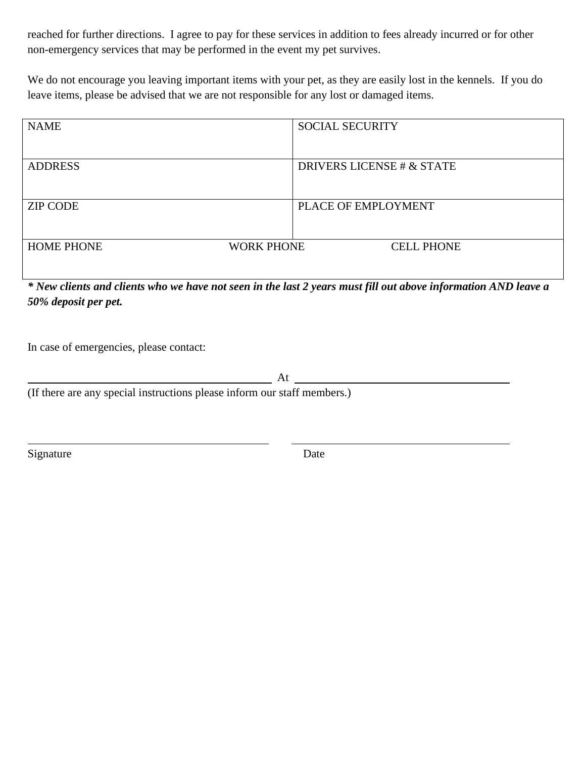reached for further directions.  I agree to pay for these services in addition to fees already incurred or for other non-emergency services that may be performed in the event my pet survives.

We do not encourage you leaving important items with your pet, as they are easily lost in the kennels.  If you do leave items, please be advised that we are not responsible for any lost or damaged items.

| | |
|---|---|
| NAME | SOCIAL SECURITY |
| ADDRESS | DRIVERS LICENSE # & STATE |
| ZIP CODE | PLACE OF EMPLOYMENT |
| HOME PHONE          WORK PHONE | CELL PHONE |

***\* New clients and clients who we have not seen in the last 2 years must fill out above information AND leave a 50% deposit per pet.***

In case of emergencies, please contact:

\_\_\_\_\_\_\_\_\_\_\_\_\_\_\_\_\_\_\_\_\_\_\_\_\_\_\_\_\_\_ At \_\_\_\_\_\_\_\_\_\_\_\_\_\_\_\_\_\_\_\_\_\_\_\_\_\_\_\_\_\_

(If there are any special instructions please inform our staff members.)

\_\_\_\_\_\_\_\_\_\_\_\_\_\_\_\_\_\_\_\_\_\_\_\_\_\_\_\_\_\_     \_\_\_\_\_\_\_\_\_\_\_\_\_\_\_\_\_\_\_\_\_\_\_\_\_\_\_\_\_\_

Signature                                                   Date